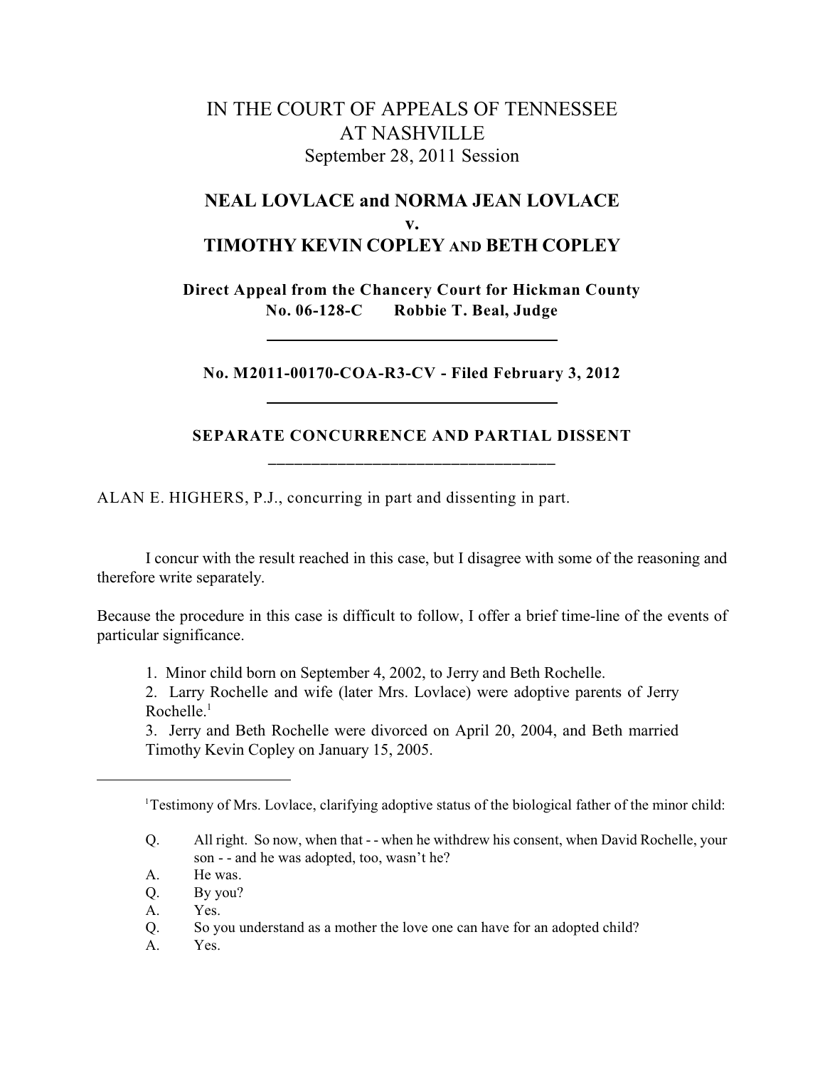# IN THE COURT OF APPEALS OF TENNESSEE AT NASHVILLE
September 28, 2011 Session

## NEAL LOVLACE and NORMA JEAN LOVLACE v. TIMOTHY KEVIN COPLEY AND BETH COPLEY

**Direct Appeal from the Chancery Court for Hickman County**
**No. 06-128-C Robbie T. Beal, Judge**

---

**No. M2011-00170-COA-R3-CV - Filed February 3, 2012**

---

**SEPARATE CONCURRENCE AND PARTIAL DISSENT**

---

ALAN E. HIGHERS, P.J., concurring in part and dissenting in part.

I concur with the result reached in this case, but I disagree with some of the reasoning and therefore write separately.

Because the procedure in this case is difficult to follow, I offer a brief time-line of the events of particular significance.

1. Minor child born on September 4, 2002, to Jerry and Beth Rochelle.
2. Larry Rochelle and wife (later Mrs. Lovlace) were adoptive parents of Jerry Rochelle.[1]
3. Jerry and Beth Rochelle were divorced on April 20, 2004, and Beth married Timothy Kevin Copley on January 15, 2005.

---

[1]Testimony of Mrs. Lovlace, clarifying adoptive status of the biological father of the minor child:

Q. All right. So now, when that - - when he withdrew his consent, when David Rochelle, your son - - and he was adopted, too, wasn't he?
A. He was.
Q. By you?
A. Yes.
Q. So you understand as a mother the love one can have for an adopted child?
A. Yes.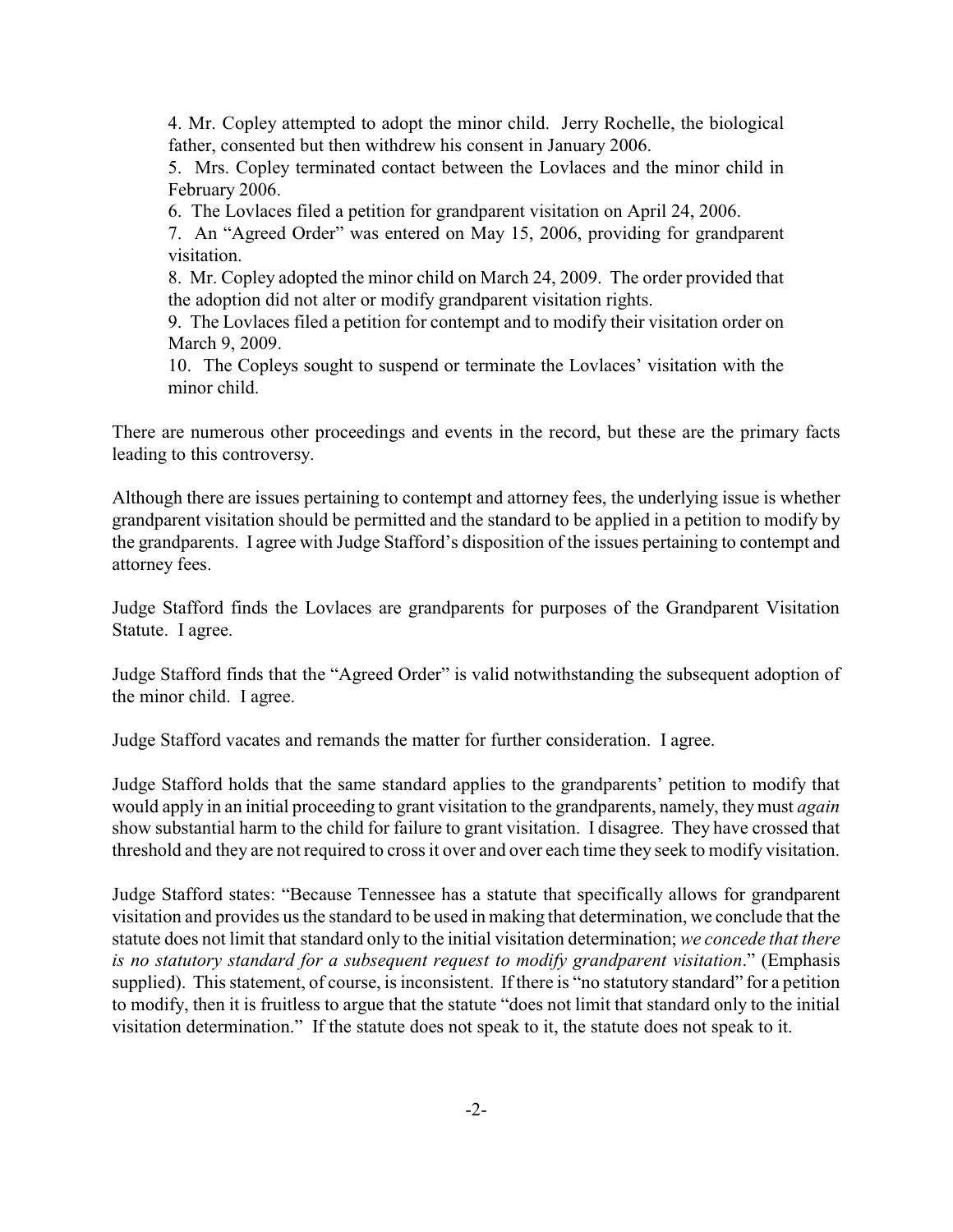4. Mr. Copley attempted to adopt the minor child. Jerry Rochelle, the biological father, consented but then withdrew his consent in January 2006.

5. Mrs. Copley terminated contact between the Lovlaces and the minor child in February 2006.

6. The Lovlaces filed a petition for grandparent visitation on April 24, 2006.

7. An "Agreed Order" was entered on May 15, 2006, providing for grandparent visitation.

8. Mr. Copley adopted the minor child on March 24, 2009. The order provided that the adoption did not alter or modify grandparent visitation rights.

9. The Lovlaces filed a petition for contempt and to modify their visitation order on March 9, 2009.

10. The Copleys sought to suspend or terminate the Lovlaces' visitation with the minor child.

There are numerous other proceedings and events in the record, but these are the primary facts leading to this controversy.

Although there are issues pertaining to contempt and attorney fees, the underlying issue is whether grandparent visitation should be permitted and the standard to be applied in a petition to modify by the grandparents. I agree with Judge Stafford's disposition of the issues pertaining to contempt and attorney fees.

Judge Stafford finds the Lovlaces are grandparents for purposes of the Grandparent Visitation Statute. I agree.

Judge Stafford finds that the "Agreed Order" is valid notwithstanding the subsequent adoption of the minor child. I agree.

Judge Stafford vacates and remands the matter for further consideration. I agree.

Judge Stafford holds that the same standard applies to the grandparents' petition to modify that would apply in an initial proceeding to grant visitation to the grandparents, namely, they must *again* show substantial harm to the child for failure to grant visitation. I disagree. They have crossed that threshold and they are not required to cross it over and over each time they seek to modify visitation.

Judge Stafford states: "Because Tennessee has a statute that specifically allows for grandparent visitation and provides us the standard to be used in making that determination, we conclude that the statute does not limit that standard only to the initial visitation determination; *we concede that there is no statutory standard for a subsequent request to modify grandparent visitation*." (Emphasis supplied). This statement, of course, is inconsistent. If there is "no statutory standard" for a petition to modify, then it is fruitless to argue that the statute "does not limit that standard only to the initial visitation determination." If the statute does not speak to it, the statute does not speak to it.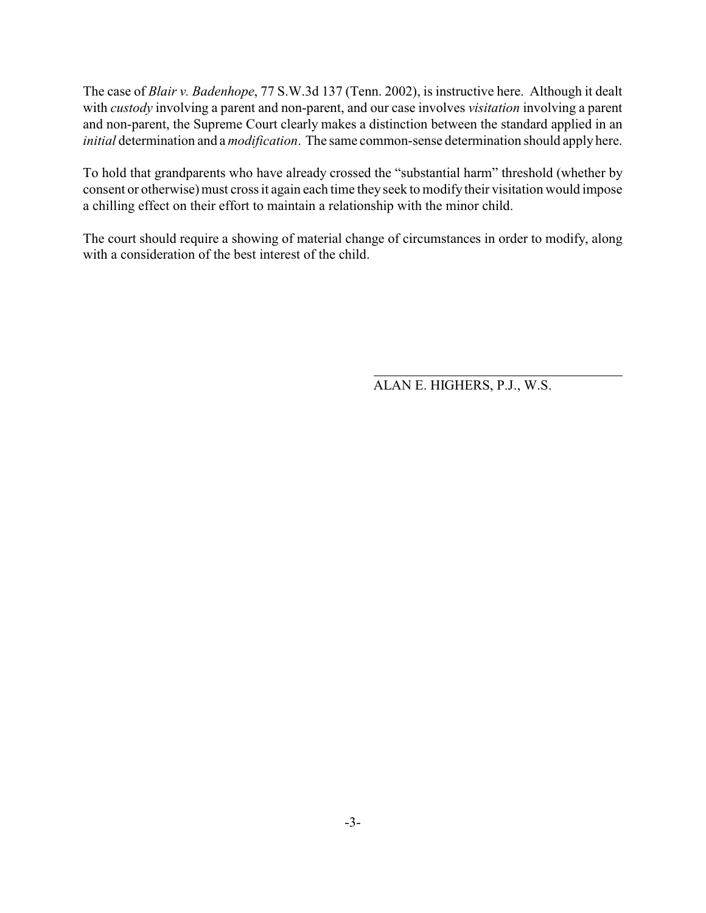The case of *Blair v. Badenhope*, 77 S.W.3d 137 (Tenn. 2002), is instructive here. Although it dealt with *custody* involving a parent and non-parent, and our case involves *visitation* involving a parent and non-parent, the Supreme Court clearly makes a distinction between the standard applied in an *initial* determination and a *modification*. The same common-sense determination should apply here.

To hold that grandparents who have already crossed the "substantial harm" threshold (whether by consent or otherwise) must cross it again each time they seek to modify their visitation would impose a chilling effect on their effort to maintain a relationship with the minor child.

The court should require a showing of material change of circumstances in order to modify, along with a consideration of the best interest of the child.

ALAN E. HIGHERS, P.J., W.S.